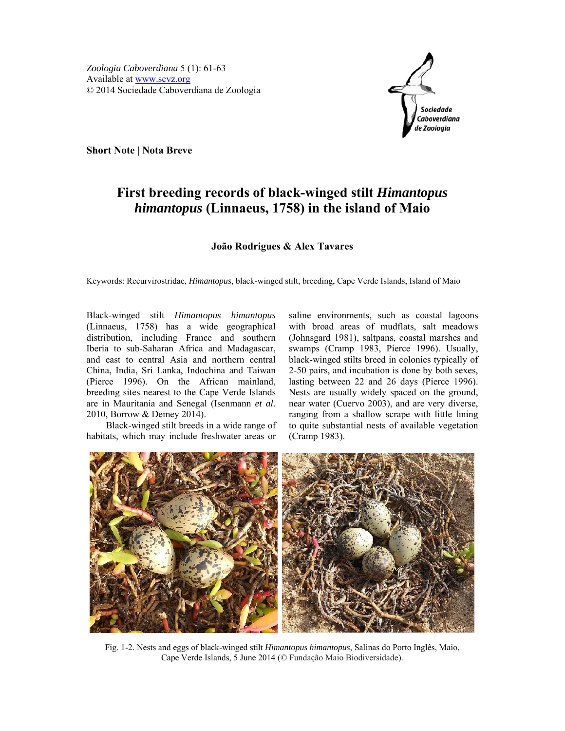Short Note | Nota Breve

# First breeding records of black-winged stilt *Himantopus himantopus* (Linnaeus, 1758) in the island of Maio

**João Rodrigues & Alex Tavares**

Keywords: Recurvirostridae, *Himantopus*, black-winged stilt, breeding, Cape Verde Islands, Island of Maio

Black-winged stilt *Himantopus himantopus* (Linnaeus, 1758) has a wide geographical distribution, including France and southern Iberia to sub-Saharan Africa and Madagascar, and east to central Asia and northern central China, India, Sri Lanka, Indochina and Taiwan (Pierce 1996). On the African mainland, breeding sites nearest to the Cape Verde Islands are in Mauritania and Senegal (Isenmann *et al.* 2010, Borrow & Demey 2014).

Black-winged stilt breeds in a wide range of habitats, which may include freshwater areas or saline environments, such as coastal lagoons with broad areas of mudflats, salt meadows (Johnsgard 1981), saltpans, coastal marshes and swamps (Cramp 1983, Pierce 1996). Usually, black-winged stilts breed in colonies typically of 2-50 pairs, and incubation is done by both sexes, lasting between 22 and 26 days (Pierce 1996). Nests are usually widely spaced on the ground, near water (Cuervo 2003), and are very diverse, ranging from a shallow scrape with little lining to quite substantial nests of available vegetation (Cramp 1983).

Fig. 1-2. Nests and eggs of black-winged stilt *Himantopus himantopus*, Salinas do Porto Inglês, Maio, Cape Verde Islands, 5 June 2014 (© Fundação Maio Biodiversidade).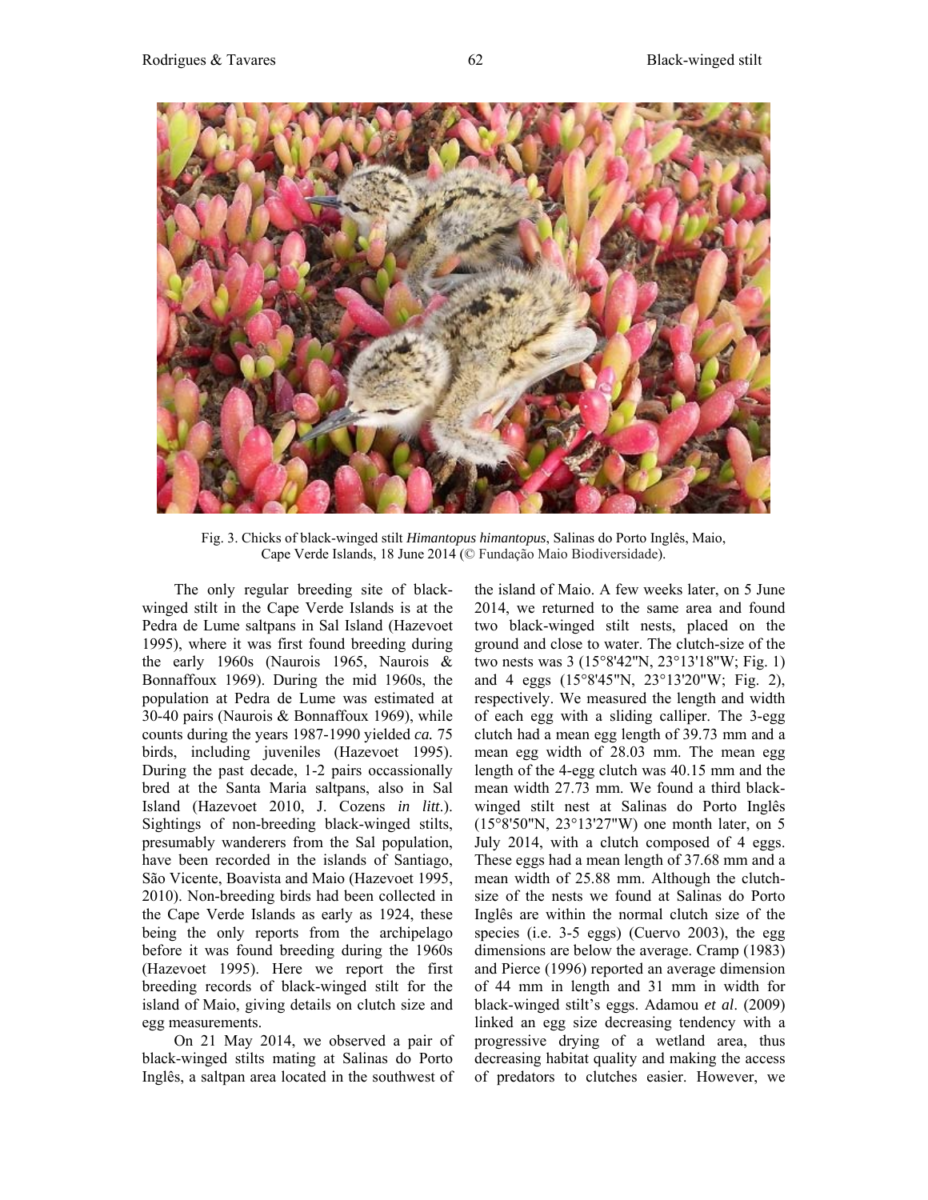Fig. 3. Chicks of black-winged stilt *Himantopus himantopus*, Salinas do Porto Inglês, Maio, Cape Verde Islands, 18 June 2014 (© Fundação Maio Biodiversidade).

The only regular breeding site of black-winged stilt in the Cape Verde Islands is at the Pedra de Lume saltpans in Sal Island (Hazevoet 1995), where it was first found breeding during the early 1960s (Naurois 1965, Naurois & Bonnaffoux 1969). During the mid 1960s, the population at Pedra de Lume was estimated at 30-40 pairs (Naurois & Bonnaffoux 1969), while counts during the years 1987-1990 yielded *ca.* 75 birds, including juveniles (Hazevoet 1995). During the past decade, 1-2 pairs occassionally bred at the Santa Maria saltpans, also in Sal Island (Hazevoet 2010, J. Cozens *in litt*.). Sightings of non-breeding black-winged stilts, presumably wanderers from the Sal population, have been recorded in the islands of Santiago, São Vicente, Boavista and Maio (Hazevoet 1995, 2010). Non-breeding birds had been collected in the Cape Verde Islands as early as 1924, these being the only reports from the archipelago before it was found breeding during the 1960s (Hazevoet 1995). Here we report the first breeding records of black-winged stilt for the island of Maio, giving details on clutch size and egg measurements.

On 21 May 2014, we observed a pair of black-winged stilts mating at Salinas do Porto Inglês, a saltpan area located in the southwest of the island of Maio. A few weeks later, on 5 June 2014, we returned to the same area and found two black-winged stilt nests, placed on the ground and close to water. The clutch-size of the two nests was 3 (15°8'42"N, 23°13'18"W; Fig. 1) and 4 eggs (15°8'45"N, 23°13'20"W; Fig. 2), respectively. We measured the length and width of each egg with a sliding calliper. The 3-egg clutch had a mean egg length of 39.73 mm and a mean egg width of 28.03 mm. The mean egg length of the 4-egg clutch was 40.15 mm and the mean width 27.73 mm. We found a third black-winged stilt nest at Salinas do Porto Inglês (15°8'50"N, 23°13'27"W) one month later, on 5 July 2014, with a clutch composed of 4 eggs. These eggs had a mean length of 37.68 mm and a mean width of 25.88 mm. Although the clutch-size of the nests we found at Salinas do Porto Inglês are within the normal clutch size of the species (i.e. 3-5 eggs) (Cuervo 2003), the egg dimensions are below the average. Cramp (1983) and Pierce (1996) reported an average dimension of 44 mm in length and 31 mm in width for black-winged stilt's eggs. Adamou *et al*. (2009) linked an egg size decreasing tendency with a progressive drying of a wetland area, thus decreasing habitat quality and making the access of predators to clutches easier. However, we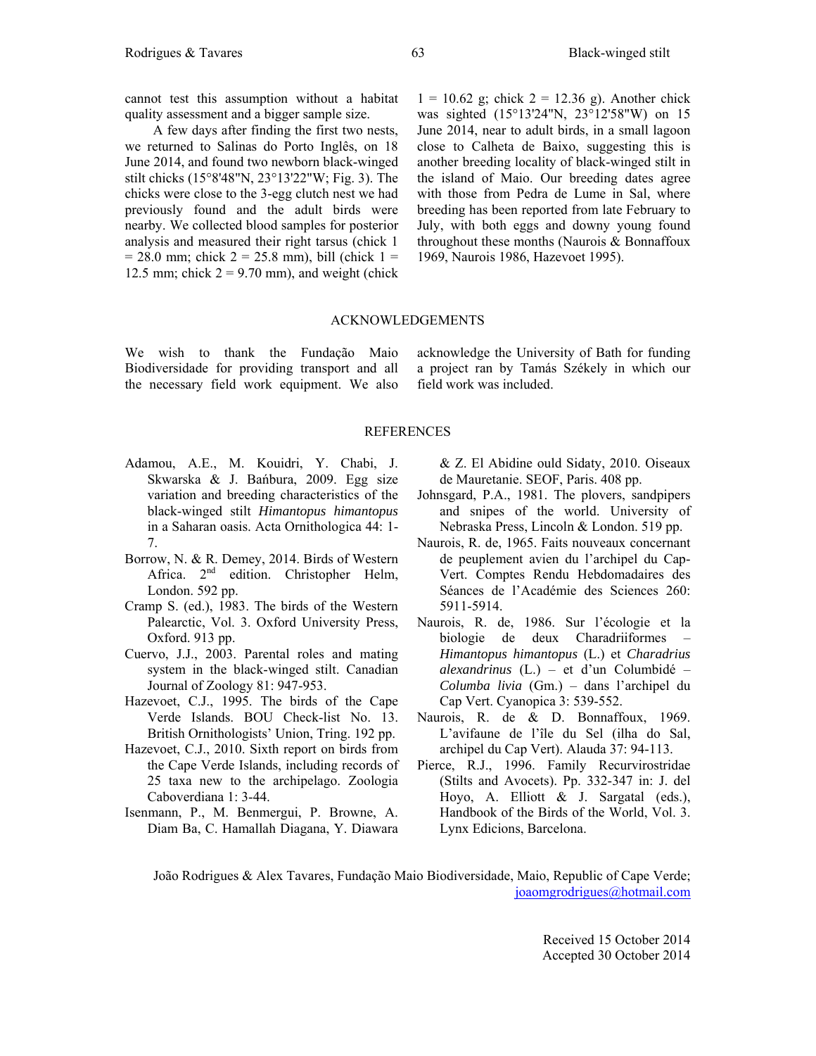cannot test this assumption without a habitat quality assessment and a bigger sample size.

A few days after finding the first two nests, we returned to Salinas do Porto Inglês, on 18 June 2014, and found two newborn black-winged stilt chicks (15°8'48"N, 23°13'22"W; Fig. 3). The chicks were close to the 3-egg clutch nest we had previously found and the adult birds were nearby. We collected blood samples for posterior analysis and measured their right tarsus (chick 1 = 28.0 mm; chick 2 = 25.8 mm), bill (chick 1 = 12.5 mm; chick 2 = 9.70 mm), and weight (chick 1 = 10.62 g; chick 2 = 12.36 g). Another chick was sighted (15°13'24"N, 23°12'58"W) on 15 June 2014, near to adult birds, in a small lagoon close to Calheta de Baixo, suggesting this is another breeding locality of black-winged stilt in the island of Maio. Our breeding dates agree with those from Pedra de Lume in Sal, where breeding has been reported from late February to July, with both eggs and downy young found throughout these months (Naurois & Bonnaffoux 1969, Naurois 1986, Hazevoet 1995).

## ACKNOWLEDGEMENTS

We wish to thank the Fundação Maio Biodiversidade for providing transport and all the necessary field work equipment. We also acknowledge the University of Bath for funding a project ran by Tamás Székely in which our field work was included.

## REFERENCES

Adamou, A.E., M. Kouidri, Y. Chabi, J. Skwarska & J. Bańbura, 2009. Egg size variation and breeding characteristics of the black-winged stilt *Himantopus himantopus* in a Saharan oasis. Acta Ornithologica 44: 1-7.

Borrow, N. & R. Demey, 2014. Birds of Western Africa. 2nd edition. Christopher Helm, London. 592 pp.

Cramp S. (ed.), 1983. The birds of the Western Palearctic, Vol. 3. Oxford University Press, Oxford. 913 pp.

Cuervo, J.J., 2003. Parental roles and mating system in the black-winged stilt. Canadian Journal of Zoology 81: 947-953.

Hazevoet, C.J., 1995. The birds of the Cape Verde Islands. BOU Check-list No. 13. British Ornithologists' Union, Tring. 192 pp.

Hazevoet, C.J., 2010. Sixth report on birds from the Cape Verde Islands, including records of 25 taxa new to the archipelago. Zoologia Caboverdiana 1: 3-44.

Isenmann, P., M. Benmergui, P. Browne, A. Diam Ba, C. Hamallah Diagana, Y. Diawara & Z. El Abidine ould Sidaty, 2010. Oiseaux de Mauretanie. SEOF, Paris. 408 pp.

Johnsgard, P.A., 1981. The plovers, sandpipers and snipes of the world. University of Nebraska Press, Lincoln & London. 519 pp.

Naurois, R. de, 1965. Faits nouveaux concernant de peuplement avien du l'archipel du Cap-Vert. Comptes Rendu Hebdomadaires des Séances de l'Académie des Sciences 260: 5911-5914.

Naurois, R. de, 1986. Sur l'écologie et la biologie de deux Charadriiformes – *Himantopus himantopus* (L.) et *Charadrius alexandrinus* (L.) – et d'un Columbidé – *Columba livia* (Gm.) – dans l'archipel du Cap Vert. Cyanopica 3: 539-552.

Naurois, R. de & D. Bonnaffoux, 1969. L'avifaune de l'île du Sel (ilha do Sal, archipel du Cap Vert). Alauda 37: 94-113.

Pierce, R.J., 1996. Family Recurvirostridae (Stilts and Avocets). Pp. 332-347 in: J. del Hoyo, A. Elliott & J. Sargatal (eds.), Handbook of the Birds of the World, Vol. 3. Lynx Edicions, Barcelona.

João Rodrigues & Alex Tavares, Fundação Maio Biodiversidade, Maio, Republic of Cape Verde; joaomgrodrigues@hotmail.com

Received 15 October 2014
Accepted 30 October 2014